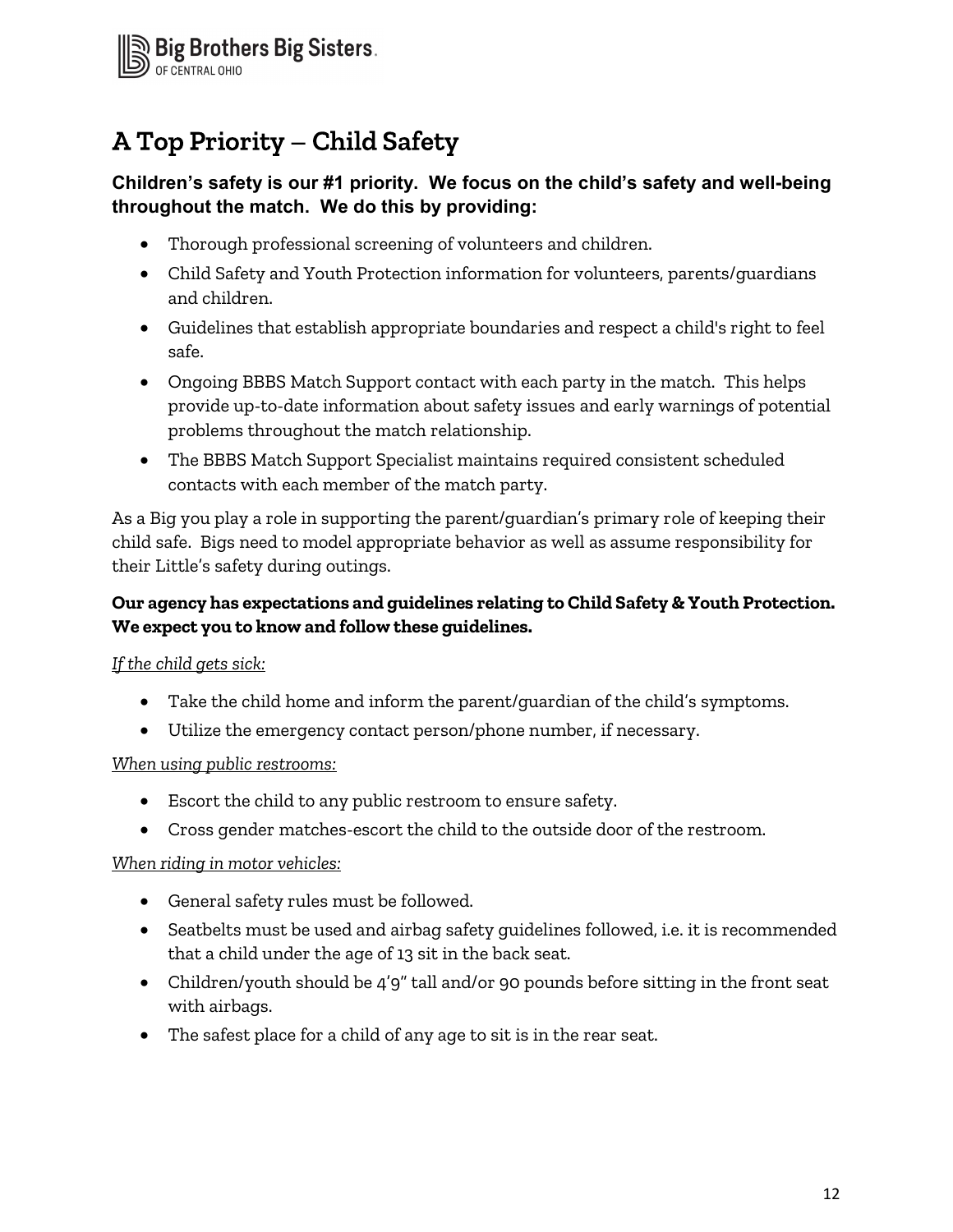# A Top Priority – Child Safety

**Children's safety is our #1 priority. We focus on the child's safety and well-being throughout the match. We do this by providing:**

- Thorough professional screening of volunteers and children.
- Child Safety and Youth Protection information for volunteers, parents/guardians and children.
- Guidelines that establish appropriate boundaries and respect a child's right to feel safe.
- Ongoing BBBS Match Support contact with each party in the match. This helps provide up-to-date information about safety issues and early warnings of potential problems throughout the match relationship.
- The BBBS Match Support Specialist maintains required consistent scheduled contacts with each member of the match party.

As a Big you play a role in supporting the parent/guardian's primary role of keeping their child safe. Bigs need to model appropriate behavior as well as assume responsibility for their Little's safety during outings.

**Our agency has expectations and guidelines relating to Child Safety & Youth Protection. We expect you to know and follow these guidelines.**

*If the child gets sick:*

- Take the child home and inform the parent/guardian of the child's symptoms.
- Utilize the emergency contact person/phone number, if necessary.

*When using public restrooms:*

- Escort the child to any public restroom to ensure safety.
- Cross gender matches-escort the child to the outside door of the restroom.

*When riding in motor vehicles:*

- General safety rules must be followed.
- Seatbelts must be used and airbag safety guidelines followed, i.e. it is recommended that a child under the age of 13 sit in the back seat.
- Children/youth should be 4'9" tall and/or 90 pounds before sitting in the front seat with airbags.
- The safest place for a child of any age to sit is in the rear seat.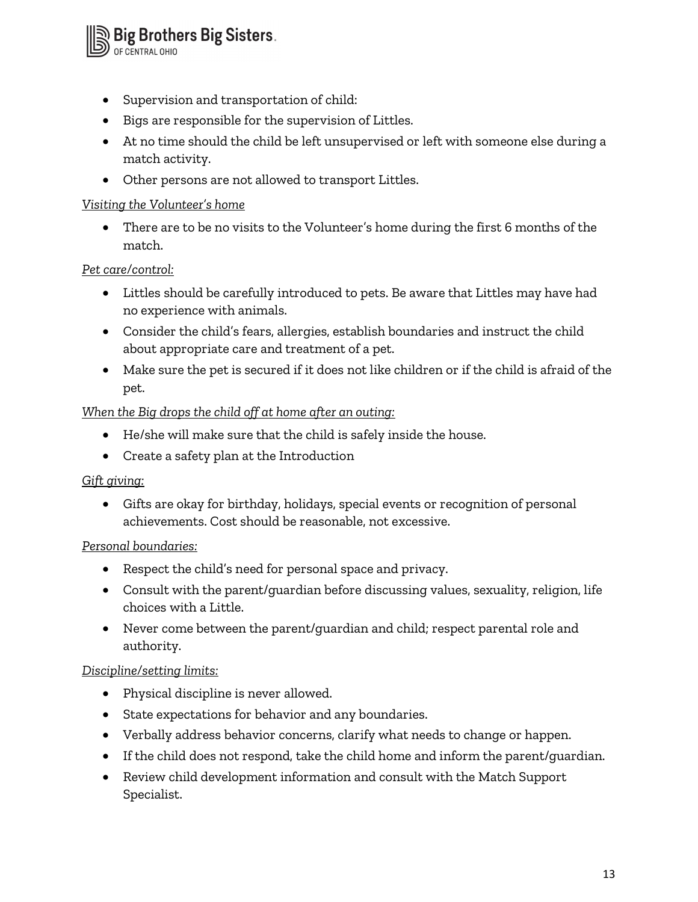- Supervision and transportation of child:
- Bigs are responsible for the supervision of Littles.
- At no time should the child be left unsupervised or left with someone else during a match activity.
- Other persons are not allowed to transport Littles.

*Visiting the Volunteer's home*

- There are to be no visits to the Volunteer's home during the first 6 months of the match.

*Pet care/control:*

- Littles should be carefully introduced to pets. Be aware that Littles may have had no experience with animals.
- Consider the child's fears, allergies, establish boundaries and instruct the child about appropriate care and treatment of a pet.
- Make sure the pet is secured if it does not like children or if the child is afraid of the pet.

*When the Big drops the child off at home after an outing:*

- He/she will make sure that the child is safely inside the house.
- Create a safety plan at the Introduction

*Gift giving:*

- Gifts are okay for birthday, holidays, special events or recognition of personal achievements. Cost should be reasonable, not excessive.

*Personal boundaries:*

- Respect the child's need for personal space and privacy.
- Consult with the parent/guardian before discussing values, sexuality, religion, life choices with a Little.
- Never come between the parent/guardian and child; respect parental role and authority.

*Discipline/setting limits:*

- Physical discipline is never allowed.
- State expectations for behavior and any boundaries.
- Verbally address behavior concerns, clarify what needs to change or happen.
- If the child does not respond, take the child home and inform the parent/guardian.
- Review child development information and consult with the Match Support Specialist.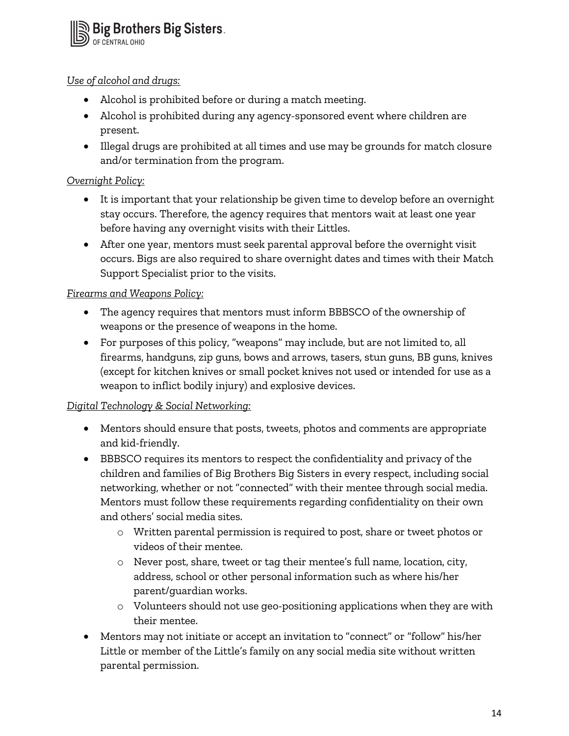*Use of alcohol and drugs:*

- Alcohol is prohibited before or during a match meeting.
- Alcohol is prohibited during any agency-sponsored event where children are present.
- Illegal drugs are prohibited at all times and use may be grounds for match closure and/or termination from the program.

*Overnight Policy:*

- It is important that your relationship be given time to develop before an overnight stay occurs. Therefore, the agency requires that mentors wait at least one year before having any overnight visits with their Littles.
- After one year, mentors must seek parental approval before the overnight visit occurs. Bigs are also required to share overnight dates and times with their Match Support Specialist prior to the visits.

*Firearms and Weapons Policy:*

- The agency requires that mentors must inform BBBSCO of the ownership of weapons or the presence of weapons in the home.
- For purposes of this policy, "weapons" may include, but are not limited to, all firearms, handguns, zip guns, bows and arrows, tasers, stun guns, BB guns, knives (except for kitchen knives or small pocket knives not used or intended for use as a weapon to inflict bodily injury) and explosive devices.

*Digital Technology & Social Networking:*

- Mentors should ensure that posts, tweets, photos and comments are appropriate and kid-friendly.
- BBBSCO requires its mentors to respect the confidentiality and privacy of the children and families of Big Brothers Big Sisters in every respect, including social networking, whether or not "connected" with their mentee through social media. Mentors must follow these requirements regarding confidentiality on their own and others' social media sites.
  - Written parental permission is required to post, share or tweet photos or videos of their mentee.
  - Never post, share, tweet or tag their mentee's full name, location, city, address, school or other personal information such as where his/her parent/guardian works.
  - Volunteers should not use geo-positioning applications when they are with their mentee.
- Mentors may not initiate or accept an invitation to "connect" or "follow" his/her Little or member of the Little's family on any social media site without written parental permission.